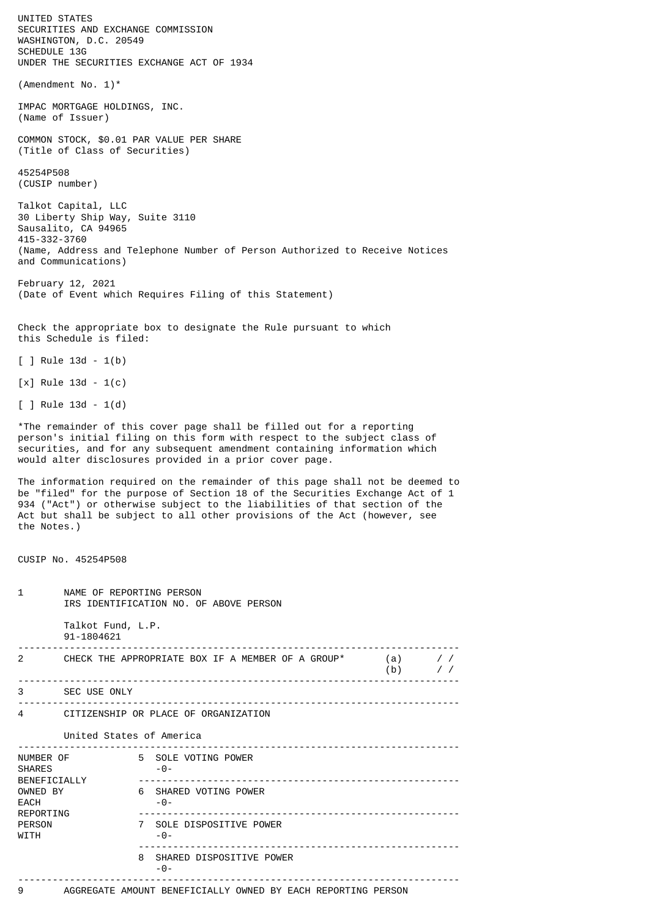UNITED STATES
SECURITIES AND EXCHANGE COMMISSION
WASHINGTON, D.C. 20549
SCHEDULE 13G
UNDER THE SECURITIES EXCHANGE ACT OF 1934

(Amendment No. 1)*

IMPAC MORTGAGE HOLDINGS, INC.
(Name of Issuer)

COMMON STOCK, $0.01 PAR VALUE PER SHARE
(Title of Class of Securities)

45254P508
(CUSIP number)

Talkot Capital, LLC
30 Liberty Ship Way, Suite 3110
Sausalito, CA 94965
415-332-3760
(Name, Address and Telephone Number of Person Authorized to Receive Notices and Communications)

February 12, 2021
(Date of Event which Requires Filing of this Statement)

Check the appropriate box to designate the Rule pursuant to which this Schedule is filed:

[ ] Rule 13d - 1(b)

[x] Rule 13d - 1(c)

[ ] Rule 13d - 1(d)

*The remainder of this cover page shall be filled out for a reporting person's initial filing on this form with respect to the subject class of securities, and for any subsequent amendment containing information which would alter disclosures provided in a prior cover page.

The information required on the remainder of this page shall not be deemed to be "filed" for the purpose of Section 18 of the Securities Exchange Act of 1 934 ("Act") or otherwise subject to the liabilities of that section of the Act but shall be subject to all other provisions of the Act (however, see the Notes.)

CUSIP No. 45254P508

| | | |
|---|---|---|
| 1 | NAME OF REPORTING PERSON<br>IRS IDENTIFICATION NO. OF ABOVE PERSON<br><br>Talkot Fund, L.P.<br>91-1804621 | |
| 2 | CHECK THE APPROPRIATE BOX IF A MEMBER OF A GROUP* | (a) / /<br>(b) / / |
| 3 | SEC USE ONLY | |
| 4 | CITIZENSHIP OR PLACE OF ORGANIZATION<br><br>United States of America | |
| NUMBER OF SHARES BENEFICIALLY OWNED BY EACH REPORTING PERSON WITH | 5 SOLE VOTING POWER<br>-0- | |
| | 6 SHARED VOTING POWER<br>-0- | |
| | 7 SOLE DISPOSITIVE POWER<br>-0- | |
| | 8 SHARED DISPOSITIVE POWER<br>-0- | |
| 9 | AGGREGATE AMOUNT BENEFICIALLY OWNED BY EACH REPORTING PERSON | |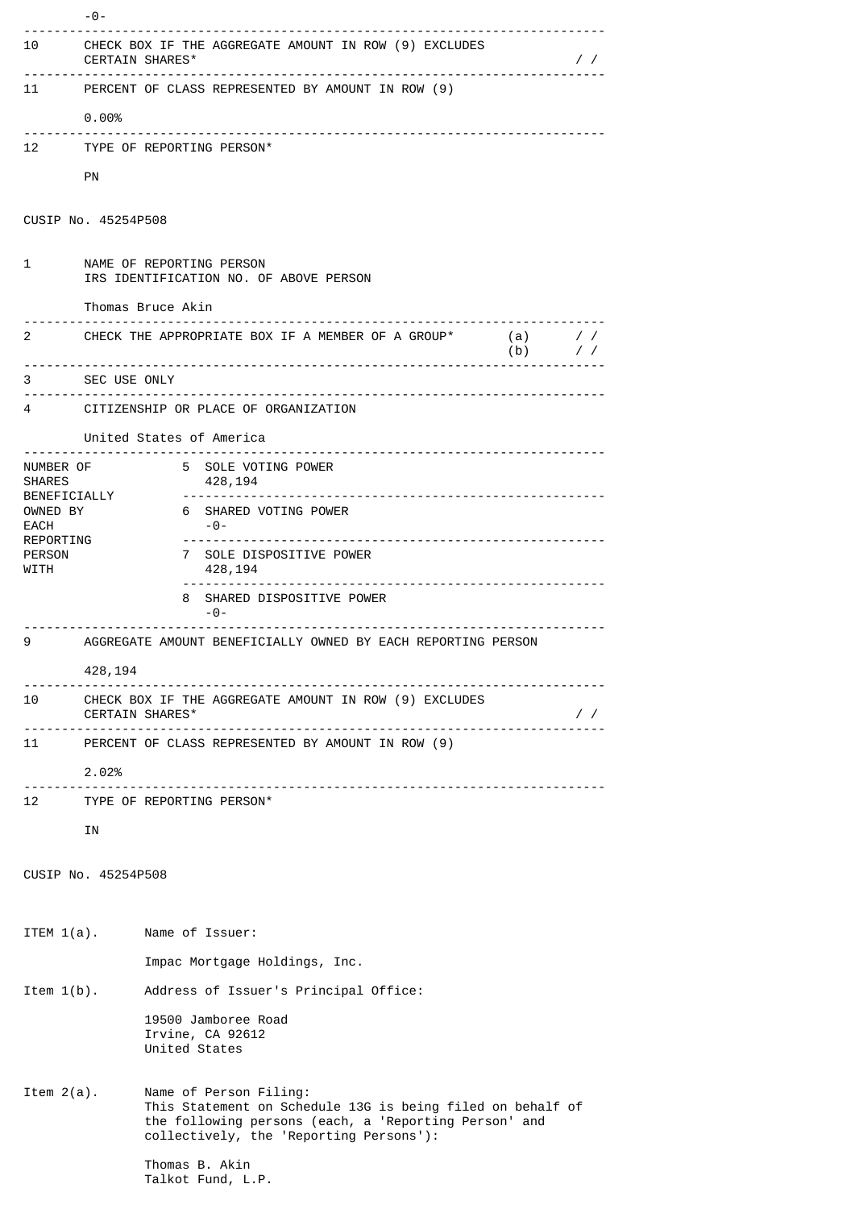-0-

| | | |
|---|---|---|
| 10 | CHECK BOX IF THE AGGREGATE AMOUNT IN ROW (9) EXCLUDES CERTAIN SHARES* | / / |
| 11 | PERCENT OF CLASS REPRESENTED BY AMOUNT IN ROW (9)<br><br>0.00% | |
| 12 | TYPE OF REPORTING PERSON*<br><br>PN | |

CUSIP No. 45254P508

| | | |
|---|---|---|
| 1 | NAME OF REPORTING PERSON<br>IRS IDENTIFICATION NO. OF ABOVE PERSON<br><br>Thomas Bruce Akin | |
| 2 | CHECK THE APPROPRIATE BOX IF A MEMBER OF A GROUP* | (a) / /<br>(b) / / |
| 3 | SEC USE ONLY | |
| 4 | CITIZENSHIP OR PLACE OF ORGANIZATION<br><br>United States of America | |

| NUMBER OF SHARES BENEFICIALLY OWNED BY EACH REPORTING PERSON WITH | |
|---|---|
| | 5 SOLE VOTING POWER<br>428,194 |
| | 6 SHARED VOTING POWER<br>-0- |
| | 7 SOLE DISPOSITIVE POWER<br>428,194 |
| | 8 SHARED DISPOSITIVE POWER<br>-0- |

| | | |
|---|---|---|
| 9 | AGGREGATE AMOUNT BENEFICIALLY OWNED BY EACH REPORTING PERSON<br><br>428,194 | |
| 10 | CHECK BOX IF THE AGGREGATE AMOUNT IN ROW (9) EXCLUDES CERTAIN SHARES* | / / |
| 11 | PERCENT OF CLASS REPRESENTED BY AMOUNT IN ROW (9)<br><br>2.02% | |
| 12 | TYPE OF REPORTING PERSON*<br><br>IN | |

CUSIP No. 45254P508

ITEM 1(a). Name of Issuer:

Impac Mortgage Holdings, Inc.

Item 1(b). Address of Issuer's Principal Office:

19500 Jamboree Road
Irvine, CA 92612
United States

Item 2(a). Name of Person Filing:
This Statement on Schedule 13G is being filed on behalf of the following persons (each, a 'Reporting Person' and collectively, the 'Reporting Persons'):

Thomas B. Akin
Talkot Fund, L.P.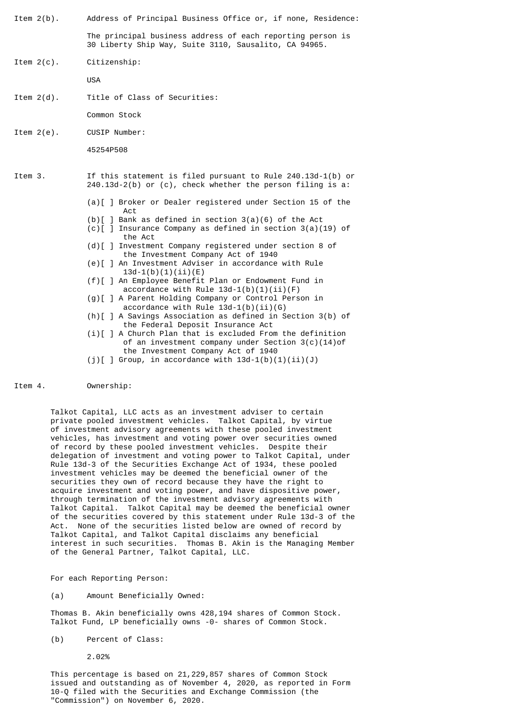Item 2(b). Address of Principal Business Office or, if none, Residence:

The principal business address of each reporting person is 30 Liberty Ship Way, Suite 3110, Sausalito, CA 94965.

Item 2(c). Citizenship:

USA

Item 2(d). Title of Class of Securities:

Common Stock

Item 2(e). CUSIP Number:

45254P508

Item 3. If this statement is filed pursuant to Rule 240.13d-1(b) or 240.13d-2(b) or (c), check whether the person filing is a:

(a)[ ] Broker or Dealer registered under Section 15 of the Act
(b)[ ] Bank as defined in section 3(a)(6) of the Act
(c)[ ] Insurance Company as defined in section 3(a)(19) of the Act
(d)[ ] Investment Company registered under section 8 of the Investment Company Act of 1940
(e)[ ] An Investment Adviser in accordance with Rule 13d-1(b)(1)(ii)(E)
(f)[ ] An Employee Benefit Plan or Endowment Fund in accordance with Rule 13d-1(b)(1)(ii)(F)
(g)[ ] A Parent Holding Company or Control Person in accordance with Rule 13d-1(b)(ii)(G)
(h)[ ] A Savings Association as defined in Section 3(b) of the Federal Deposit Insurance Act
(i)[ ] A Church Plan that is excluded From the definition of an investment company under Section 3(c)(14)of the Investment Company Act of 1940
(j)[ ] Group, in accordance with 13d-1(b)(1)(ii)(J)

Item 4. Ownership:

Talkot Capital, LLC acts as an investment adviser to certain private pooled investment vehicles. Talkot Capital, by virtue of investment advisory agreements with these pooled investment vehicles, has investment and voting power over securities owned of record by these pooled investment vehicles. Despite their delegation of investment and voting power to Talkot Capital, under Rule 13d-3 of the Securities Exchange Act of 1934, these pooled investment vehicles may be deemed the beneficial owner of the securities they own of record because they have the right to acquire investment and voting power, and have dispositive power, through termination of the investment advisory agreements with Talkot Capital. Talkot Capital may be deemed the beneficial owner of the securities covered by this statement under Rule 13d-3 of the Act. None of the securities listed below are owned of record by Talkot Capital, and Talkot Capital disclaims any beneficial interest in such securities. Thomas B. Akin is the Managing Member of the General Partner, Talkot Capital, LLC.

For each Reporting Person:

(a) Amount Beneficially Owned:

Thomas B. Akin beneficially owns 428,194 shares of Common Stock.
Talkot Fund, LP beneficially owns -0- shares of Common Stock.

(b) Percent of Class:

2.02%

This percentage is based on 21,229,857 shares of Common Stock issued and outstanding as of November 4, 2020, as reported in Form 10-Q filed with the Securities and Exchange Commission (the "Commission") on November 6, 2020.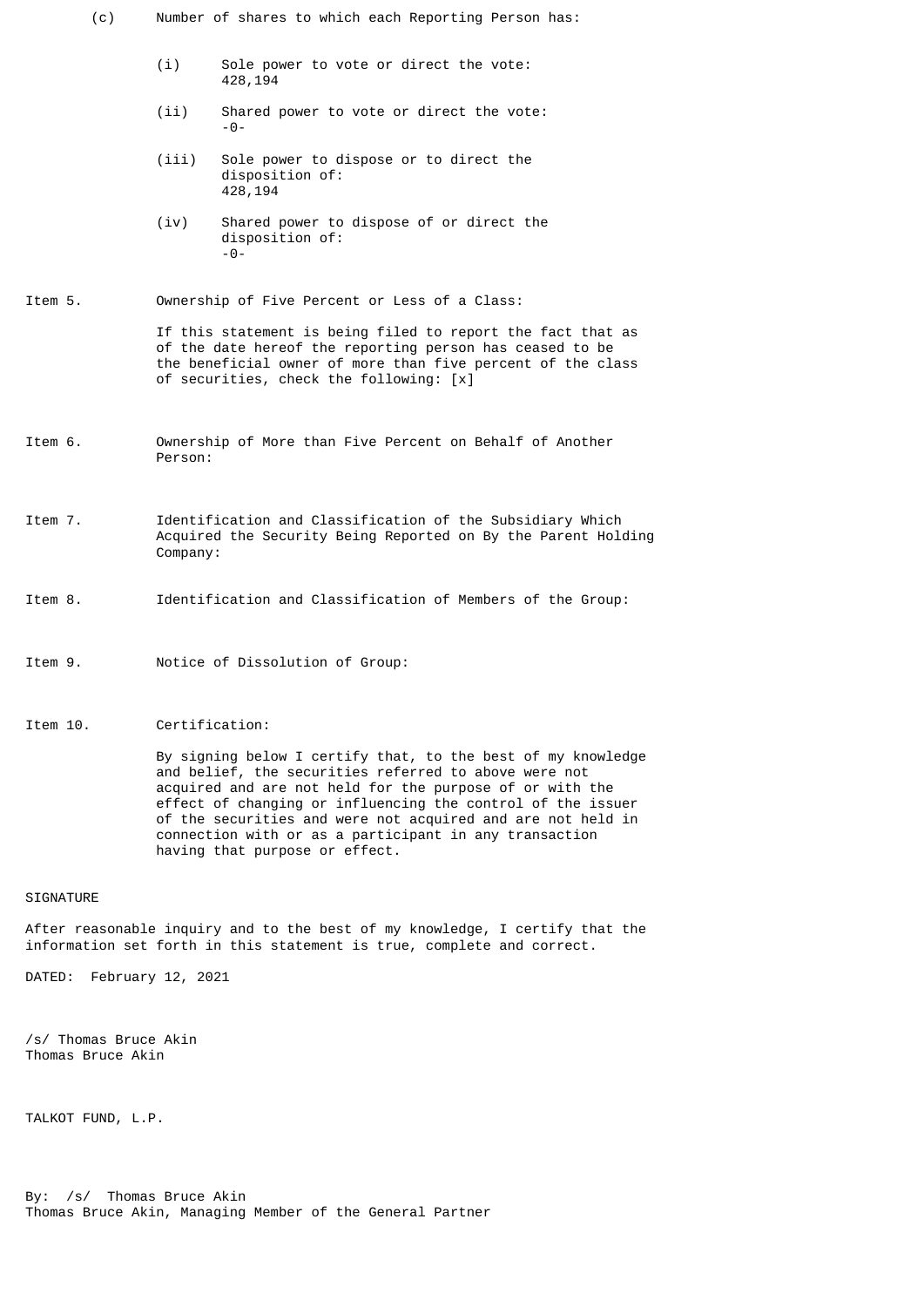(c) Number of shares to which each Reporting Person has:

(i) Sole power to vote or direct the vote:
428,194

(ii) Shared power to vote or direct the vote:
-0-

(iii) Sole power to dispose or to direct the disposition of:
428,194

(iv) Shared power to dispose of or direct the disposition of:
-0-

Item 5. Ownership of Five Percent or Less of a Class:

If this statement is being filed to report the fact that as of the date hereof the reporting person has ceased to be the beneficial owner of more than five percent of the class of securities, check the following: [x]

Item 6. Ownership of More than Five Percent on Behalf of Another Person:

Item 7. Identification and Classification of the Subsidiary Which Acquired the Security Being Reported on By the Parent Holding Company:

Item 8. Identification and Classification of Members of the Group:

Item 9. Notice of Dissolution of Group:

Item 10. Certification:

By signing below I certify that, to the best of my knowledge and belief, the securities referred to above were not acquired and are not held for the purpose of or with the effect of changing or influencing the control of the issuer of the securities and were not acquired and are not held in connection with or as a participant in any transaction having that purpose or effect.

SIGNATURE

After reasonable inquiry and to the best of my knowledge, I certify that the information set forth in this statement is true, complete and correct.

DATED: February 12, 2021

/s/ Thomas Bruce Akin
Thomas Bruce Akin

TALKOT FUND, L.P.

By: /s/ Thomas Bruce Akin
Thomas Bruce Akin, Managing Member of the General Partner